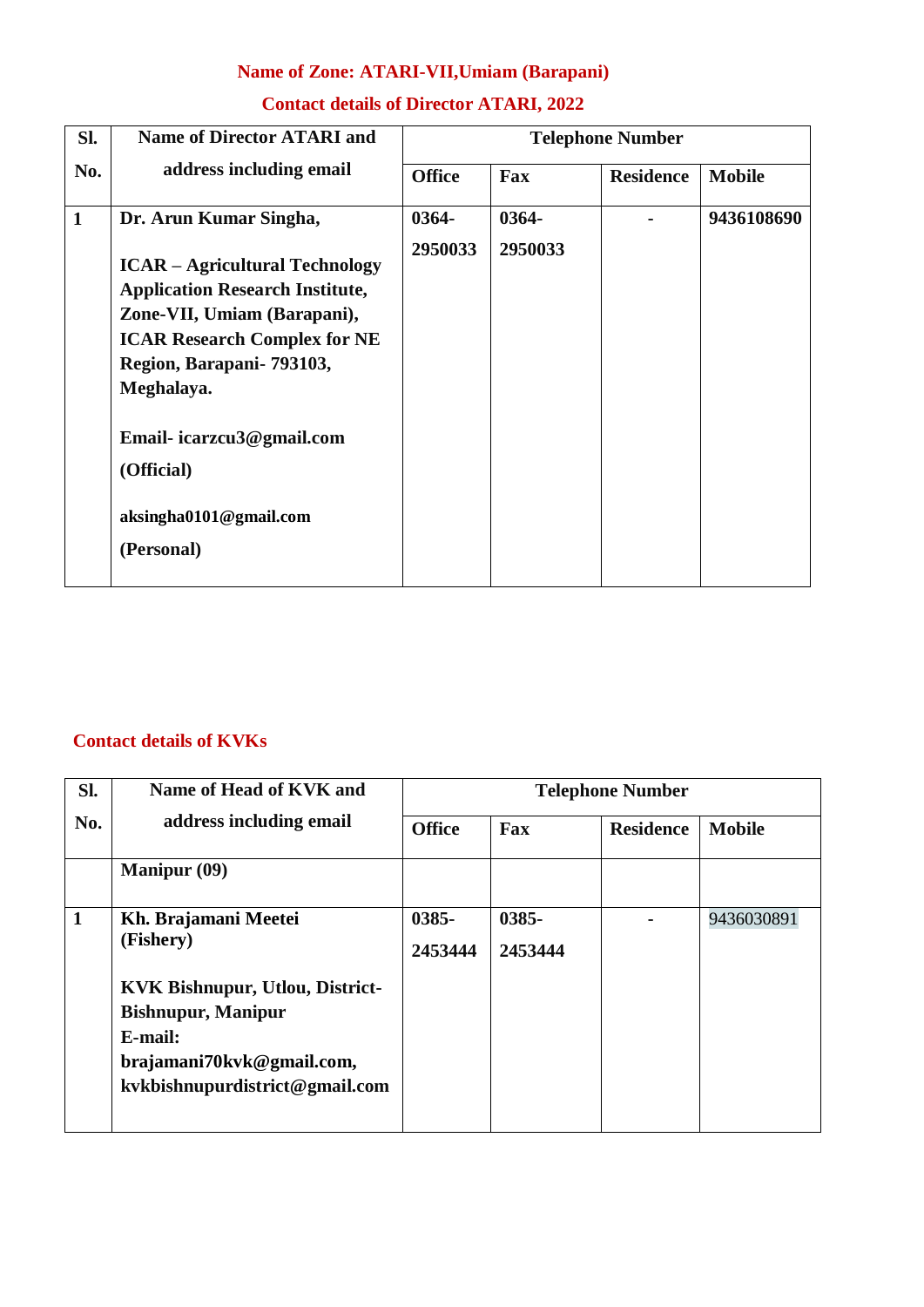## Name of Zone: ATARI-VII,Umiam (Barapani)

## Contact details of Director ATARI, 2022

| Sl. No. | Name of Director ATARI and address including email | Telephone Number | | | |
|---|---|---|---|---|---|
| | | Office | Fax | Residence | Mobile |
| 1 | **Dr. Arun Kumar Singha,**<br><br>**ICAR – Agricultural Technology Application Research Institute, Zone-VII, Umiam (Barapani), ICAR Research Complex for NE Region, Barapani- 793103, Meghalaya.**<br><br>**Email- icarzcu3@gmail.com (Official)**<br><br>**aksingha0101@gmail.com (Personal)** | 0364-2950033 | 0364-2950033 | - | 9436108690 |

## Contact details of KVKs

| Sl. No. | Name of Head of KVK and address including email | Telephone Number | | | |
|---|---|---|---|---|---|
| | | Office | Fax | Residence | Mobile |
| | **Manipur (09)** | | | | |
| 1 | **Kh. Brajamani Meetei (Fishery)**<br><br>**KVK Bishnupur, Utlou, District-Bishnupur, Manipur**<br>**E-mail:**<br>**brajamani70kvk@gmail.com, kvkbishnupurdistrict@gmail.com** | 0385-2453444 | 0385-2453444 | - | 9436030891 |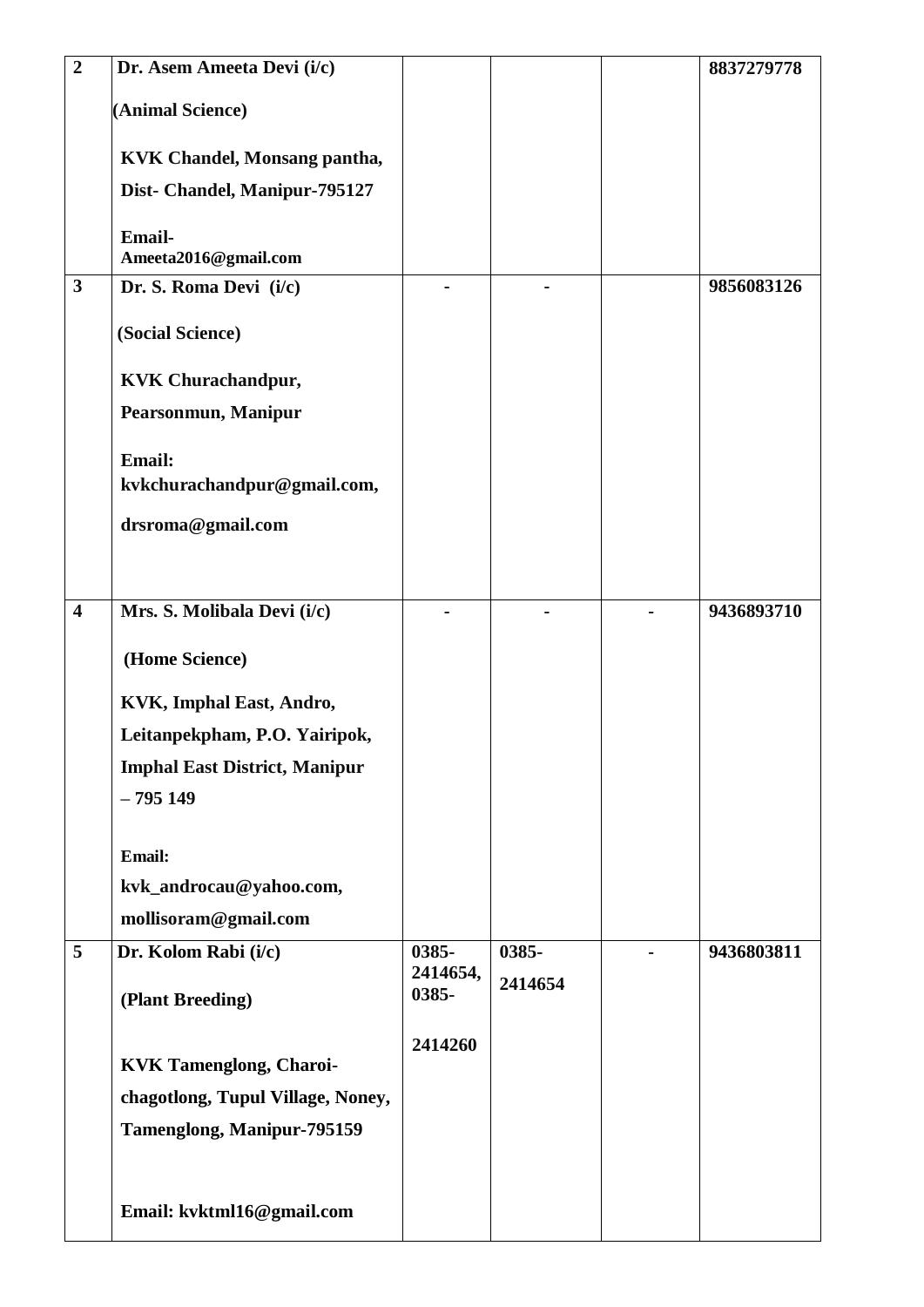| | | | | | |
|---|---|---|---|---|---|
| **2** | **Dr. Asem Ameeta Devi (i/c)**<br><br>**(Animal Science)**<br><br>**KVK Chandel, Monsang pantha,**<br>**Dist- Chandel, Manipur-795127**<br><br>**Email-**<br>**Ameeta2016@gmail.com** | | | | **8837279778** |
| **3** | **Dr. S. Roma Devi (i/c)**<br><br>**(Social Science)**<br><br>**KVK Churachandpur,**<br>**Pearsonmun, Manipur**<br><br>**Email:**<br>**kvkchurachandpur@gmail.com,**<br><br>**drsroma@gmail.com** | **-** | **-** | | **9856083126** |
| **4** | **Mrs. S. Molibala Devi (i/c)**<br><br>**(Home Science)**<br><br>**KVK, Imphal East, Andro,**<br>**Leitanpekpham, P.O. Yairipok,**<br>**Imphal East District, Manipur**<br>**– 795 149**<br><br>**Email:**<br>**kvk_androcau@yahoo.com,**<br>**mollisoram@gmail.com** | **-** | **-** | **-** | **9436893710** |
| **5** | **Dr. Kolom Rabi (i/c)**<br><br>**(Plant Breeding)**<br><br>**KVK Tamenglong, Charoi-**<br>**chagotlong, Tupul Village, Noney,**<br>**Tamenglong, Manipur-795159**<br><br>**Email: kvktml16@gmail.com** | **0385-2414654, 0385-2414260** | **0385-2414654** | **-** | **9436803811** |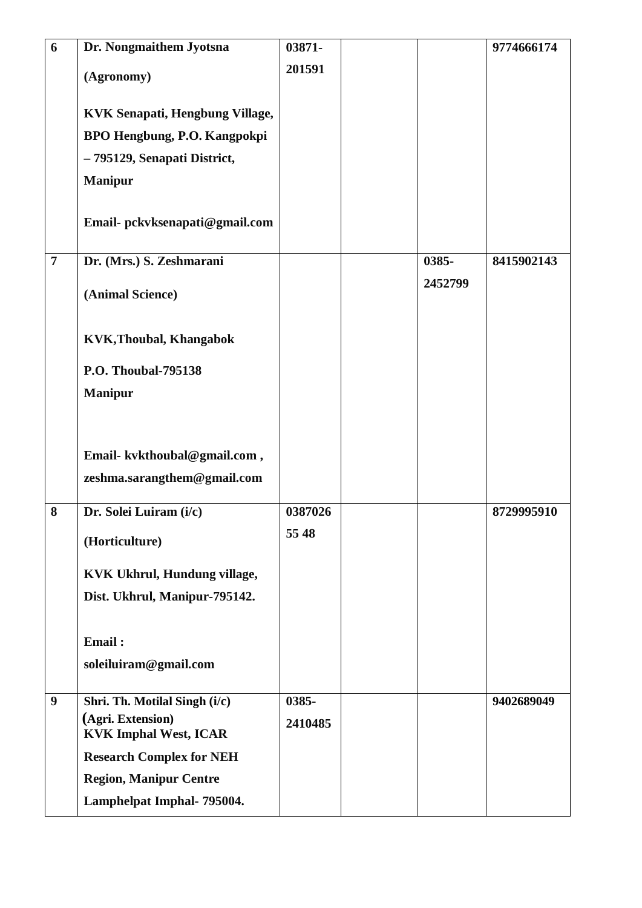| 6 | Dr. Nongmaithem Jyotsna<br><br>(Agronomy)<br><br>KVK Senapati, Hengbung Village, BPO Hengbung, P.O. Kangpokpi – 795129, Senapati District, Manipur<br><br>Email- pckvksenapati@gmail.com | 03871-201591 | | | 9774666174 |
|---|---|---|---|---|---|
| 7 | Dr. (Mrs.) S. Zeshmarani<br><br>(Animal Science)<br><br>KVK,Thoubal, Khangabok<br><br>P.O. Thoubal-795138<br>Manipur<br><br>Email- kvkthoubal@gmail.com , zeshma.sarangthem@gmail.com | | | 0385-2452799 | 8415902143 |
| 8 | Dr. Solei Luiram (i/c)<br><br>(Horticulture)<br><br>KVK Ukhrul, Hundung village, Dist. Ukhrul, Manipur-795142.<br><br>Email :<br>soleiluiram@gmail.com | 0387026 55 48 | | | 8729995910 |
| 9 | Shri. Th. Motilal Singh (i/c)<br>(Agri. Extension)<br>KVK Imphal West, ICAR Research Complex for NEH Region, Manipur Centre Lamphelpat Imphal- 795004. | 0385-2410485 | | | 9402689049 |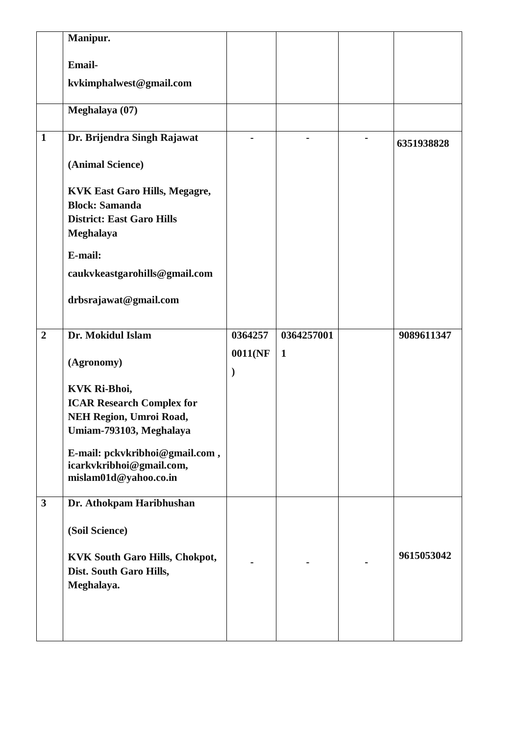|  | Manipur.<br><br>Email-<br><br>kvkimphalwest@gmail.com |  |  |  |  |
|---|---|---|---|---|---|
|  | **Meghalaya (07)** |  |  |  |  |
| **1** | **Dr. Brijendra Singh Rajawat**<br><br>**(Animal Science)**<br><br>**KVK East Garo Hills, Megagre, Block: Samanda District: East Garo Hills Meghalaya**<br><br>**E-mail:**<br><br>**caukvkeastgarohills@gmail.com**<br><br>**drbsrajawat@gmail.com** | **-** | **-** | **-** | **6351938828** |
| **2** | **Dr. Mokidul Islam**<br><br>**(Agronomy)**<br><br>**KVK Ri-Bhoi, ICAR Research Complex for NEH Region, Umroi Road, Umiam-793103, Meghalaya**<br><br>**E-mail: pckvkribhoi@gmail.com , icarkvkribhoi@gmail.com, mislam01d@yahoo.co.in** | **03642570011(NF)** | **03642570011** |  | **9089611347** |
| **3** | **Dr. Athokpam Haribhushan**<br><br>**(Soil Science)**<br><br>**KVK South Garo Hills, Chokpot, Dist. South Garo Hills, Meghalaya.** | **-** | **-** | **-** | **9615053042** |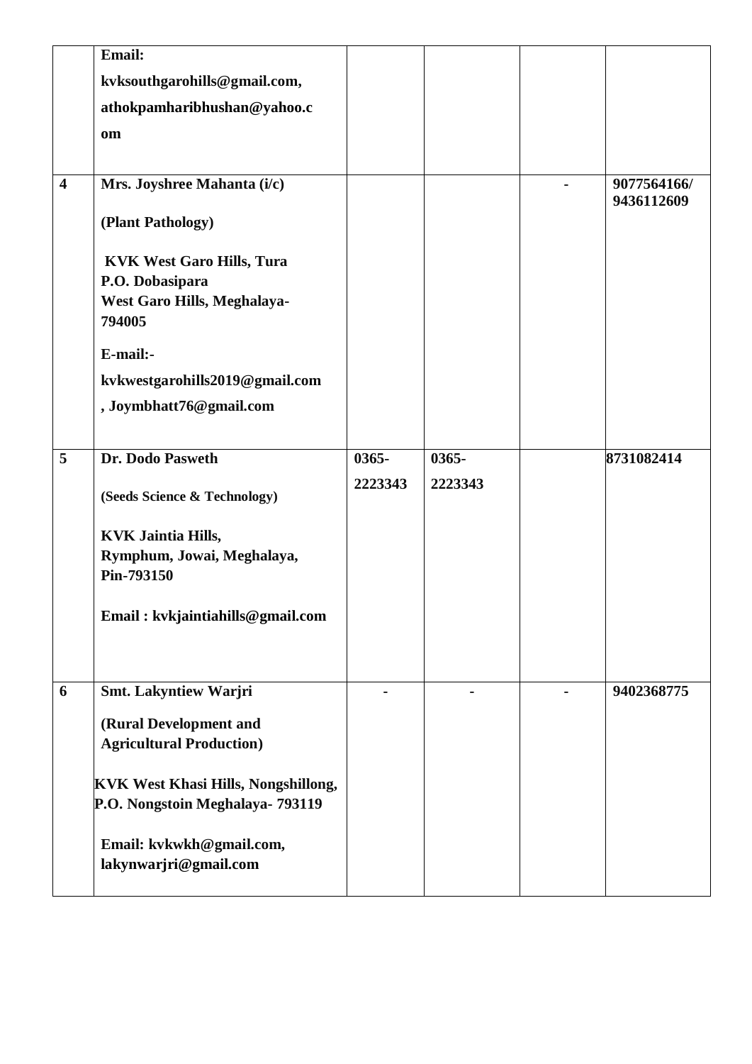| | | | | | |
|---|---|---|---|---|---|
| | **Email:** **kvksouthgarohills@gmail.com, athokpamharibhushan@yahoo.com** | | | | |
| **4** | **Mrs. Joyshree Mahanta (i/c)** <br> **(Plant Pathology)** <br> **KVK West Garo Hills, Tura** <br> **P.O. Dobasipara** <br> **West Garo Hills, Meghalaya-794005** <br> **E-mail:-** <br> **kvkwestgarohills2019@gmail.com, Joymbhatt76@gmail.com** | | | **-** | **9077564166/ 9436112609** |
| **5** | **Dr. Dodo Pasweth** <br> **(Seeds Science & Technology)** <br> **KVK Jaintia Hills,** <br> **Rymphum, Jowai, Meghalaya,** <br> **Pin-793150** <br> **Email : kvkjaintiahills@gmail.com** | **0365-2223343** | **0365-2223343** | | **8731082414** |
| **6** | **Smt. Lakyntiew Warjri** <br> **(Rural Development and Agricultural Production)** <br> **KVK West Khasi Hills, Nongshillong, P.O. Nongstoin Meghalaya- 793119** <br> **Email: kvkwkh@gmail.com, lakynwarjri@gmail.com** | **-** | **-** | **-** | **9402368775** |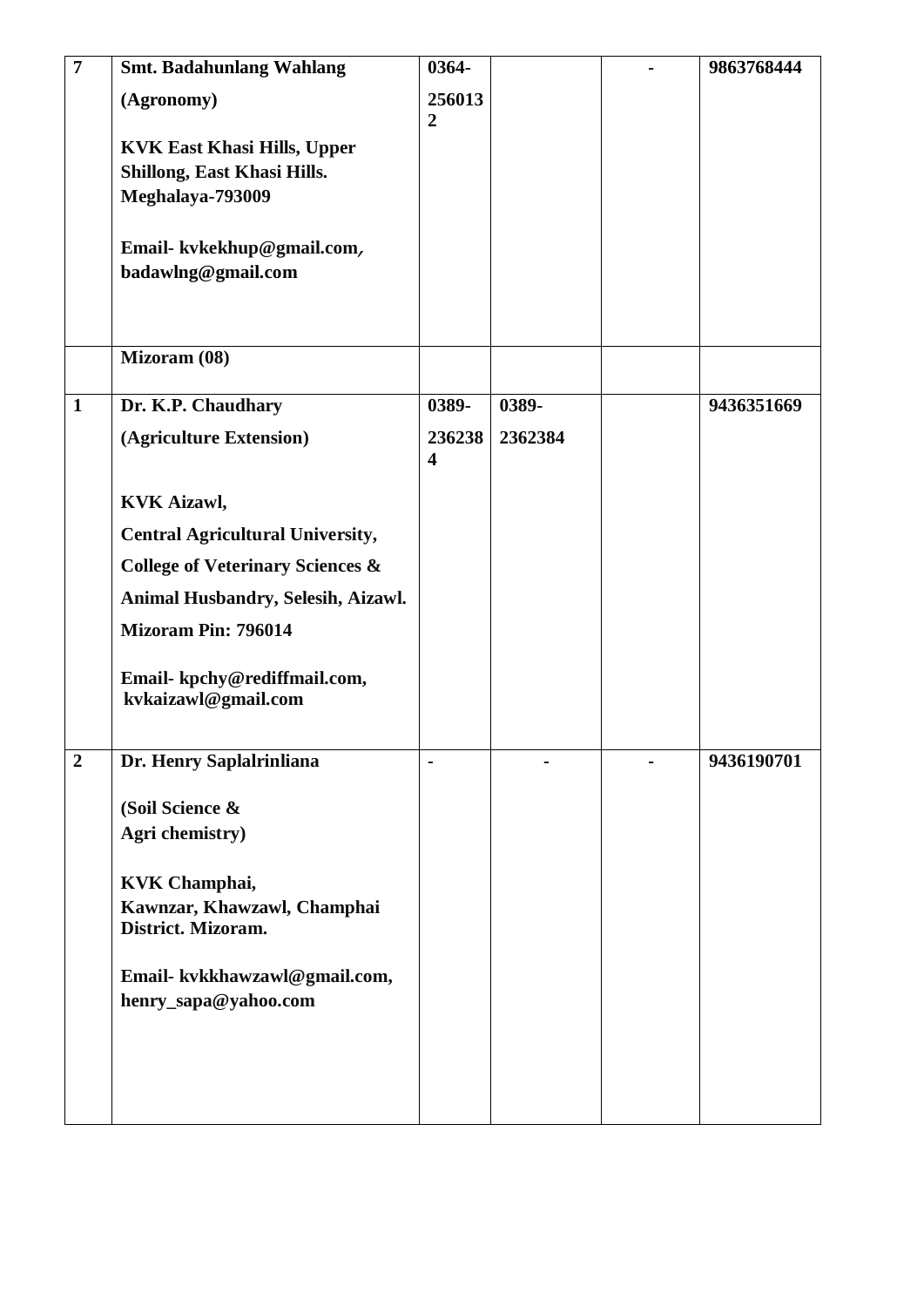| | | | | | |
|---|---|---|---|---|---|
| **7** | **Smt. Badahunlang Wahlang**<br><br>**(Agronomy)**<br><br>**KVK East Khasi Hills, Upper Shillong, East Khasi Hills. Meghalaya-793009**<br><br>**Email- kvkekhup@gmail.com, badawlng@gmail.com** | **0364-2560132** | | **-** | **9863768444** |
| | **Mizoram (08)** | | | | |
| **1** | **Dr. K.P. Chaudhary**<br><br>**(Agriculture Extension)**<br><br>**KVK Aizawl,**<br><br>**Central Agricultural University,**<br><br>**College of Veterinary Sciences &**<br><br>**Animal Husbandry, Selesih, Aizawl.**<br><br>**Mizoram Pin: 796014**<br><br>**Email- kpchy@rediffmail.com, kvkaizawl@gmail.com** | **0389-2362384** | **0389-2362384** | | **9436351669** |
| **2** | **Dr. Henry Saplalrinliana**<br><br>**(Soil Science & Agri chemistry)**<br><br>**KVK Champhai, Kawnzar, Khawzawl, Champhai District. Mizoram.**<br><br>**Email- kvkkhawzawl@gmail.com, henry_sapa@yahoo.com** | **-** | **-** | **-** | **9436190701** |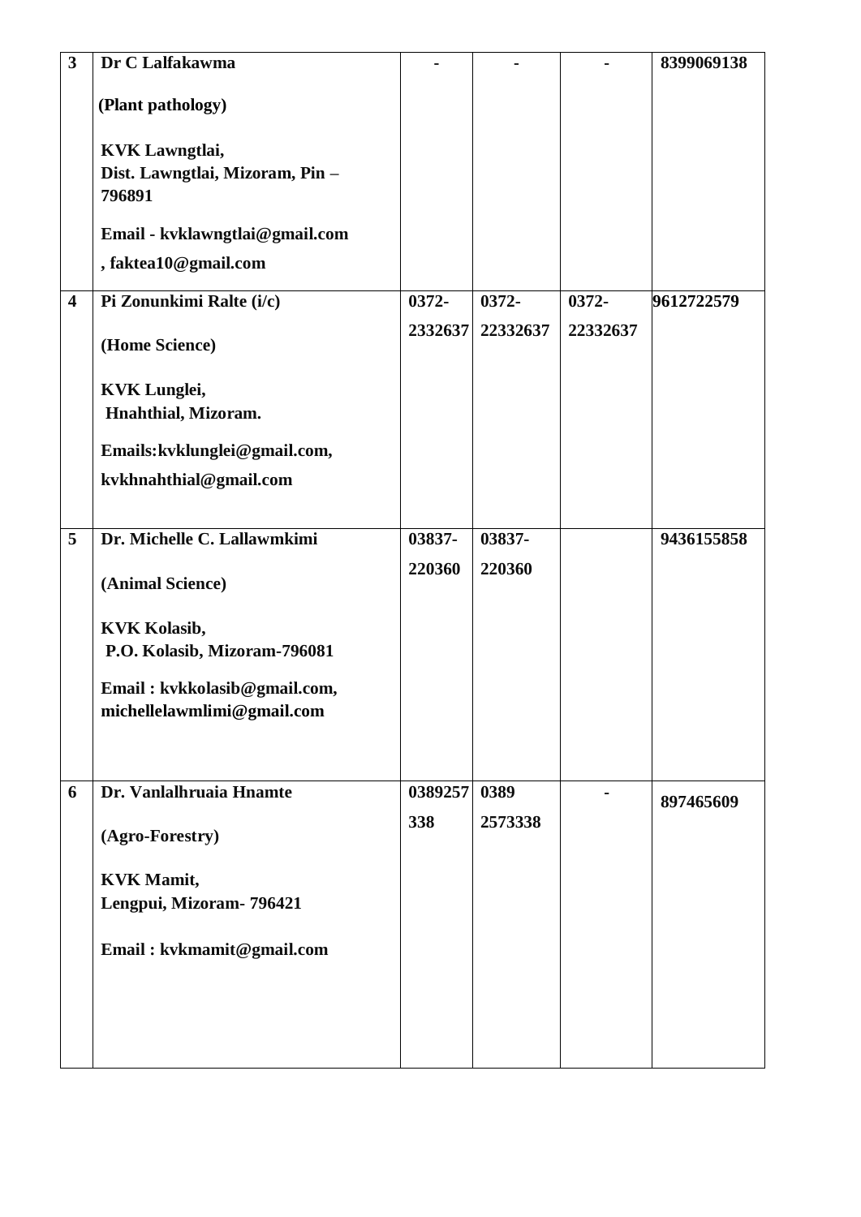| | | | | | |
|---|---|---|---|---|---|
| **3** | **Dr C Lalfakawma**<br><br>**(Plant pathology)**<br><br>**KVK Lawngtlai,**<br>**Dist. Lawngtlai, Mizoram, Pin – 796891**<br><br>**Email - kvklawngtlai@gmail.com**<br>**, faktea10@gmail.com** | **-** | **-** | **-** | **8399069138** |
| **4** | **Pi Zonunkimi Ralte (i/c)**<br><br>**(Home Science)**<br><br>**KVK Lunglei,**<br>**Hnahthial, Mizoram.**<br><br>**Emails:kvklunglei@gmail.com,**<br>**kvkhnahthial@gmail.com** | **0372-2332637** | **0372-22332637** | **0372-22332637** | **9612722579** |
| **5** | **Dr. Michelle C. Lallawmkimi**<br><br>**(Animal Science)**<br><br>**KVK Kolasib,**<br>**P.O. Kolasib, Mizoram-796081**<br><br>**Email : kvkkolasib@gmail.com,**<br>**michellelawmlimi@gmail.com** | **03837-220360** | **03837-220360** | | **9436155858** |
| **6** | **Dr. Vanlalhruaia Hnamte**<br><br>**(Agro-Forestry)**<br><br>**KVK Mamit,**<br>**Lengpui, Mizoram- 796421**<br><br>**Email : kvkmamit@gmail.com** | **0389257338** | **0389 2573338** | **-** | **897465609** |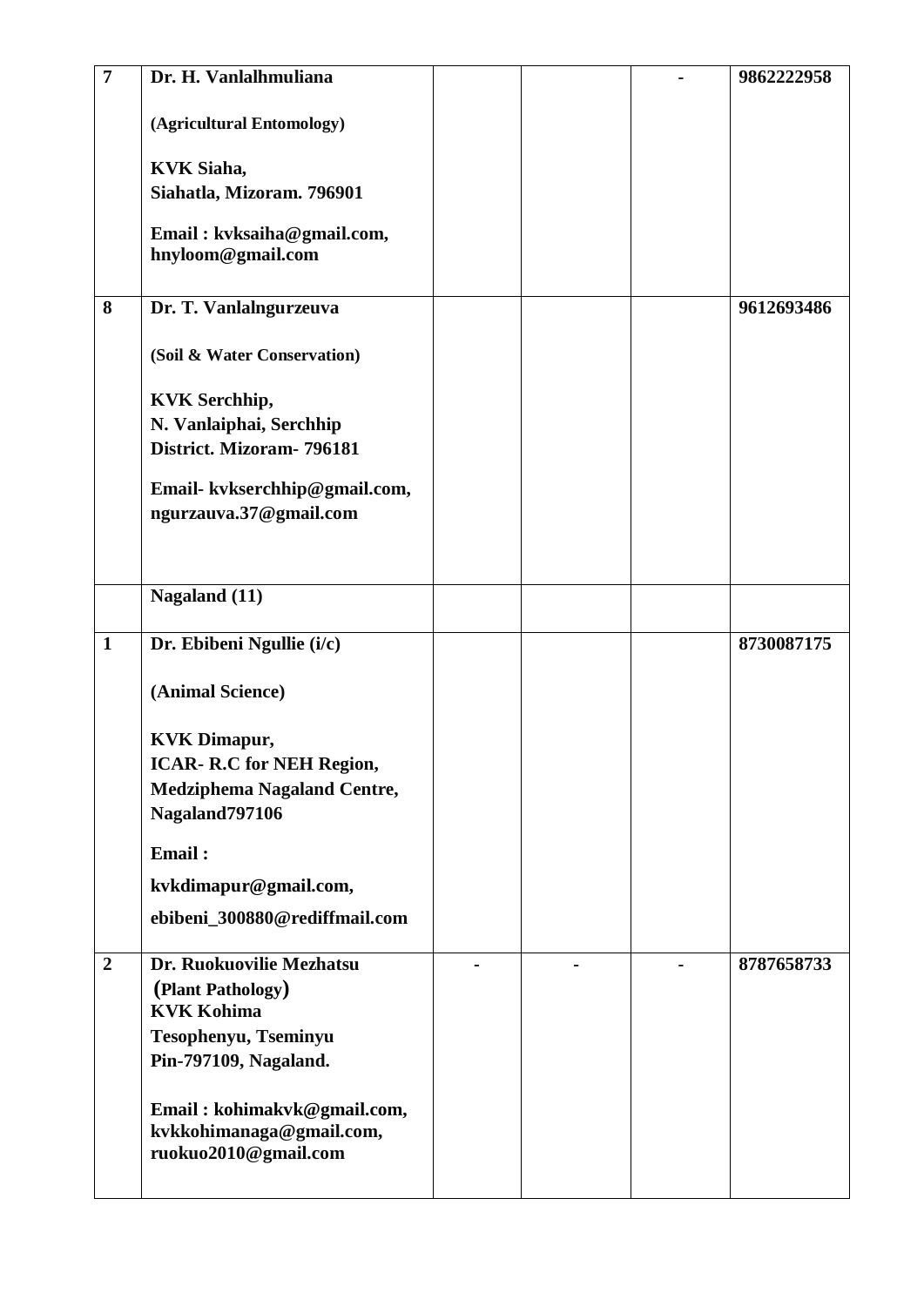| | | | | | |
|---|---|---|---|---|---|
| **7** | **Dr. H. Vanlalhmuliana**<br><br>**(Agricultural Entomology)**<br><br>**KVK Siaha,**<br>**Siahatla, Mizoram. 796901**<br><br>**Email : kvksaiha@gmail.com, hnyloom@gmail.com** | | | **-** | **9862222958** |
| **8** | **Dr. T. Vanlalngurzeuva**<br><br>**(Soil & Water Conservation)**<br><br>**KVK Serchhip,**<br>**N. Vanlaiphai, Serchhip District. Mizoram- 796181**<br><br>**Email- kvkserchhip@gmail.com, ngurzauva.37@gmail.com** | | | | **9612693486** |
| | **Nagaland (11)** | | | | |
| **1** | **Dr. Ebibeni Ngullie (i/c)**<br><br>**(Animal Science)**<br><br>**KVK Dimapur,**<br>**ICAR- R.C for NEH Region,**<br>**Medziphema Nagaland Centre, Nagaland797106**<br><br>**Email :**<br>**kvkdimapur@gmail.com,**<br>**ebibeni_300880@rediffmail.com** | | | | **8730087175** |
| **2** | **Dr. Ruokuovilie Mezhatsu**<br>**(Plant Pathology)**<br>**KVK Kohima**<br>**Tesophenyu, Tseminyu**<br>**Pin-797109, Nagaland.**<br><br>**Email : kohimakvk@gmail.com, kvkkohimanaga@gmail.com, ruokuo2010@gmail.com** | **-** | **-** | **-** | **8787658733** |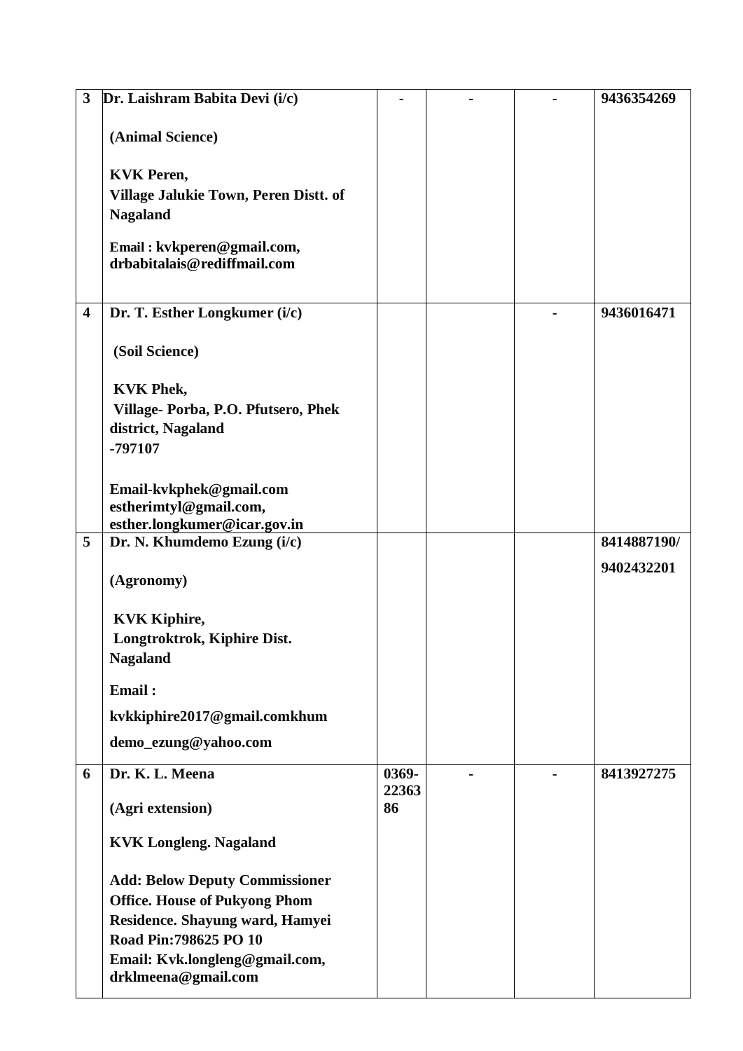| 3 | Dr. Laishram Babita Devi (i/c)<br><br>(Animal Science)<br><br>KVK Peren,<br>Village Jalukie Town, Peren Distt. of Nagaland<br><br>Email : kvkperen@gmail.com, drbabitalais@rediffmail.com | - | - | - | 9436354269 |
|---|---|---|---|---|---|
| 4 | Dr. T. Esther Longkumer (i/c)<br><br>(Soil Science)<br><br>KVK Phek,<br>Village- Porba, P.O. Pfutsero, Phek district, Nagaland -797107<br><br>Email-kvkphek@gmail.com estherimtyl@gmail.com, esther.longkumer@icar.gov.in | | | - | 9436016471 |
| 5 | Dr. N. Khumdemo Ezung (i/c)<br><br>(Agronomy)<br><br>KVK Kiphire,<br>Longtroktrok, Kiphire Dist. Nagaland<br><br>Email :<br>kvkkiphire2017@gmail.comkhum demo_ezung@yahoo.com | | | | 8414887190/<br>9402432201 |
| 6 | Dr. K. L. Meena<br><br>(Agri extension)<br><br>KVK Longleng. Nagaland<br><br>Add: Below Deputy Commissioner Office. House of Pukyong Phom Residence. Shayung ward, Hamyei Road Pin:798625 PO 10<br>Email: Kvk.longleng@gmail.com, drklmeena@gmail.com | 0369-2236386 | - | - | 8413927275 |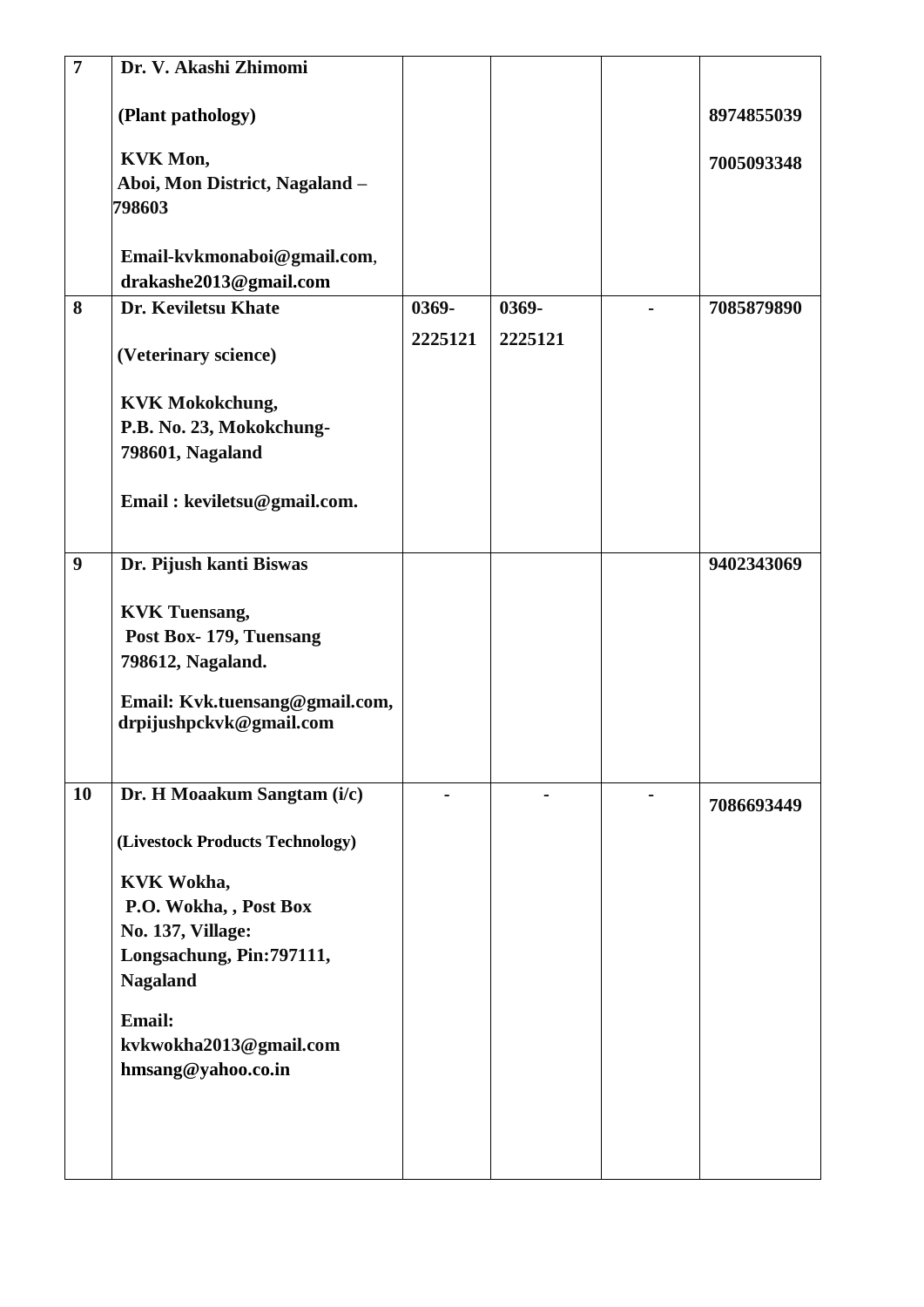| 7 | Dr. V. Akashi Zhimomi<br><br>(Plant pathology)<br><br>KVK Mon,<br>Aboi, Mon District, Nagaland – 798603<br><br>Email-kvkmonaboi@gmail.com, drakashe2013@gmail.com | | | | 8974855039<br><br>7005093348 |
|---|---|---|---|---|---|
| 8 | Dr. Keviletsu Khate<br><br>(Veterinary science)<br><br>KVK Mokokchung,<br>P.B. No. 23, Mokokchung-798601, Nagaland<br><br>Email : keviletsu@gmail.com. | 0369-2225121 | 0369-2225121 | - | 7085879890 |
| 9 | Dr. Pijush kanti Biswas<br><br>KVK Tuensang,<br>Post Box- 179, Tuensang 798612, Nagaland.<br><br>Email: Kvk.tuensang@gmail.com, drpijushpckvk@gmail.com | | | | 9402343069 |
| 10 | Dr. H Moaakum Sangtam (i/c)<br><br>(Livestock Products Technology)<br><br>KVK Wokha,<br>P.O. Wokha, , Post Box No. 137, Village: Longsachung, Pin:797111, Nagaland<br><br>Email:<br>kvkwokha2013@gmail.com<br>hmsang@yahoo.co.in | - | - | - | 7086693449 |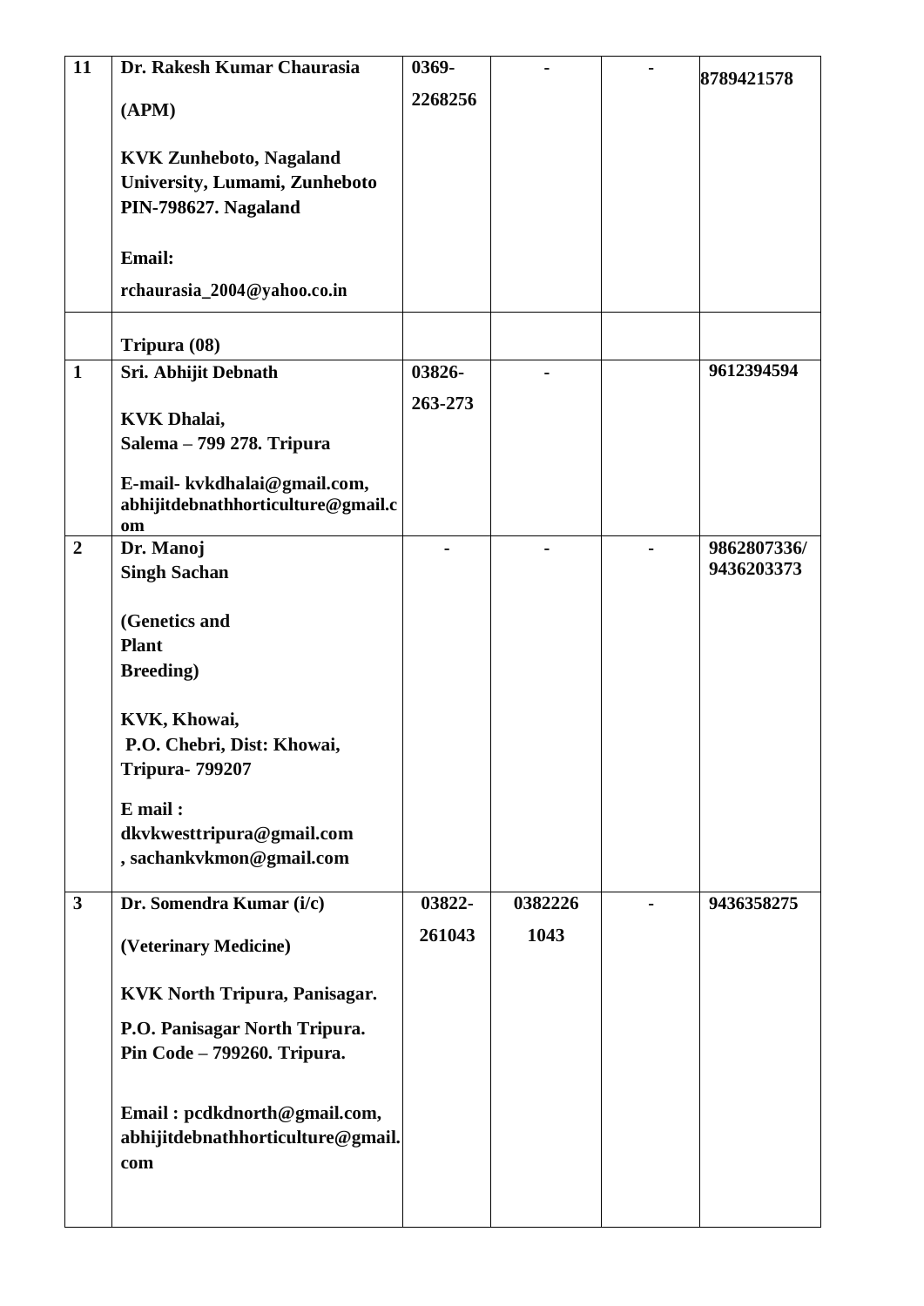| | | | | | |
|---|---|---|---|---|---|
| **11** | **Dr. Rakesh Kumar Chaurasia**<br><br>**(APM)**<br><br>**KVK Zunheboto, Nagaland University, Lumami, Zunheboto PIN-798627. Nagaland**<br><br>**Email:**<br><br>**rchaurasia_2004@yahoo.co.in** | **0369-2268256** | **-** | **-** | **8789421578** |
| | **Tripura (08)** | | | | |
| **1** | **Sri. Abhijit Debnath**<br><br>**KVK Dhalai, Salema – 799 278. Tripura**<br><br>**E-mail- kvkdhalai@gmail.com, abhijitdebnathhorticulture@gmail.com** | **03826-263-273** | **-** | | **9612394594** |
| **2** | **Dr. Manoj Singh Sachan**<br><br>**(Genetics and Plant Breeding)**<br><br>**KVK, Khowai, P.O. Chebri, Dist: Khowai, Tripura- 799207**<br><br>**E mail : dkvkwesttripura@gmail.com , sachankvkmon@gmail.com** | **-** | **-** | **-** | **9862807336/ 9436203373** |
| **3** | **Dr. Somendra Kumar (i/c)**<br><br>**(Veterinary Medicine)**<br><br>**KVK North Tripura, Panisagar.**<br><br>**P.O. Panisagar North Tripura. Pin Code – 799260. Tripura.**<br><br>**Email : pcdkdnorth@gmail.com, abhijitdebnathhorticulture@gmail.com** | **03822-261043** | **03822261043** | **-** | **9436358275** |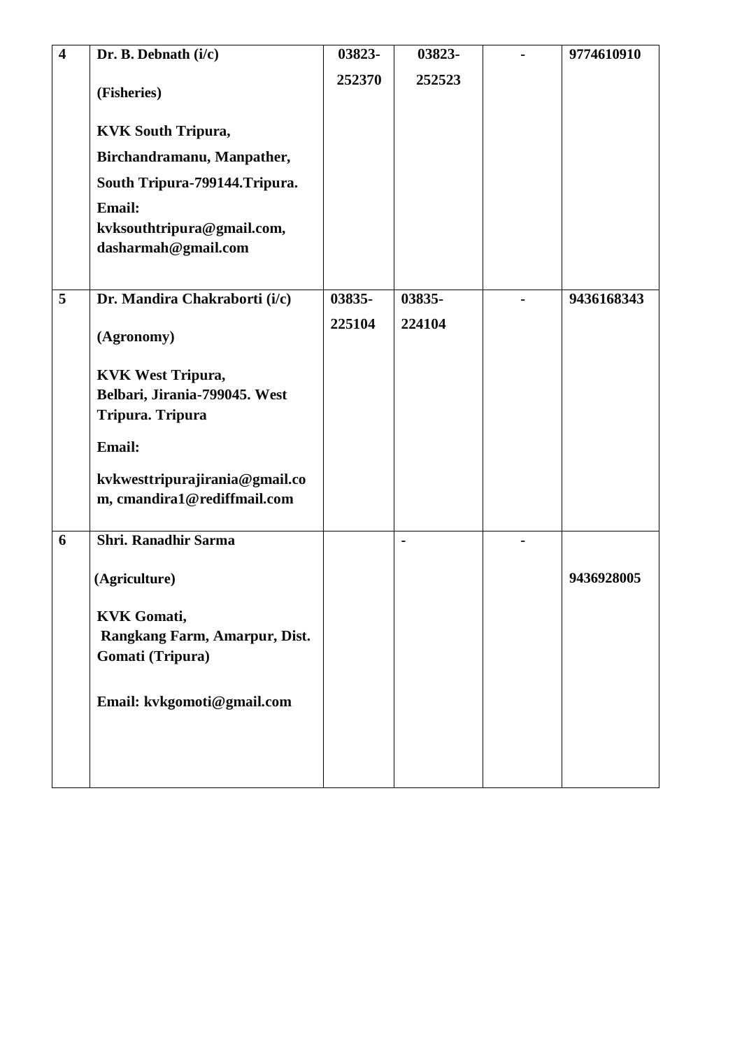| | | | | | |
|---|---|---|---|---|---|
| **4** | **Dr. B. Debnath (i/c)**<br><br>**(Fisheries)**<br><br>**KVK South Tripura,**<br>**Birchandramanu, Manpather,**<br>**South Tripura-799144.Tripura.**<br>**Email:**<br>**kvksouthtripura@gmail.com, dasharmah@gmail.com** | **03823-252370** | **03823-252523** | **-** | **9774610910** |
| **5** | **Dr. Mandira Chakraborti (i/c)**<br><br>**(Agronomy)**<br><br>**KVK West Tripura,**<br>**Belbari, Jirania-799045. West Tripura. Tripura**<br>**Email:**<br>**kvkwesttripurajirania@gmail.com, cmandira1@rediffmail.com** | **03835-225104** | **03835-224104** | **-** | **9436168343** |
| **6** | **Shri. Ranadhir Sarma**<br><br>**(Agriculture)**<br><br>**KVK Gomati,**<br>**Rangkang Farm, Amarpur, Dist. Gomati (Tripura)**<br><br>**Email: kvkgomoti@gmail.com** | | **-** | **-** | **9436928005** |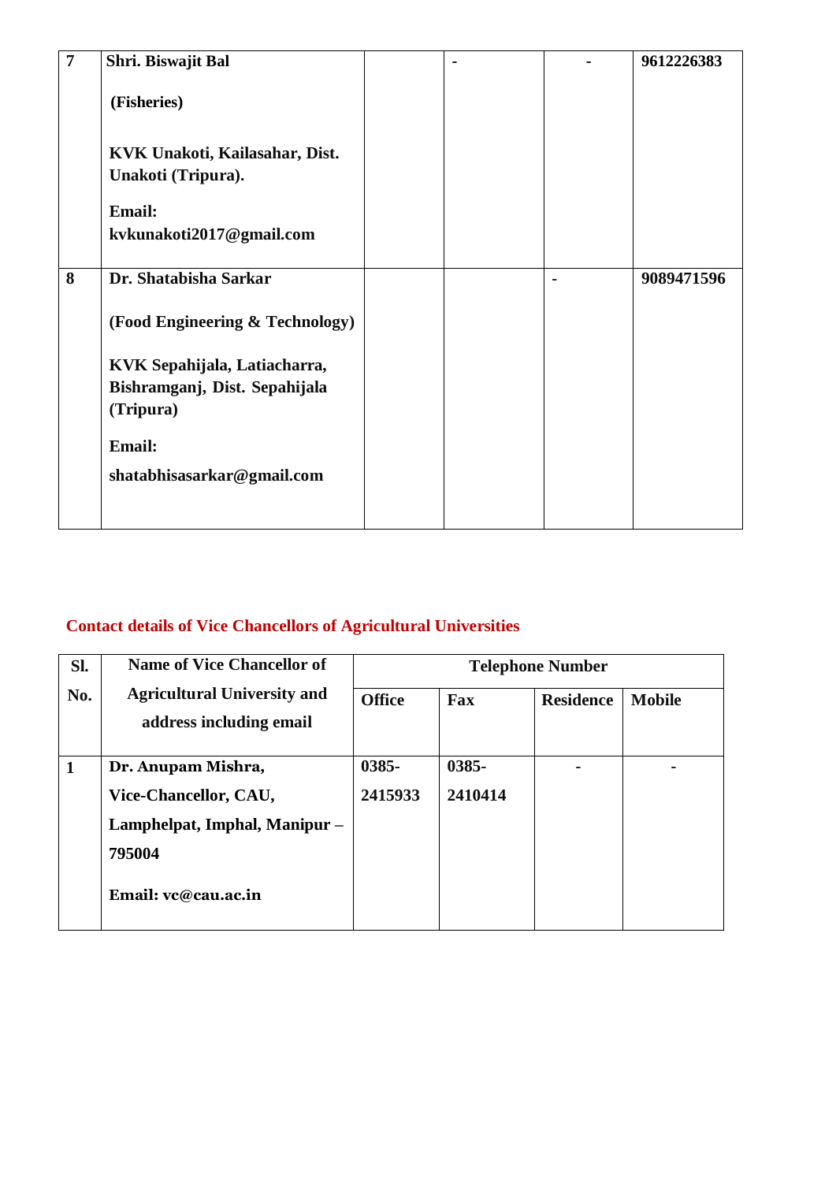| | | | | | |
|---|---|---|---|---|---|
| 7 | **Shri. Biswajit Bal**<br><br>**(Fisheries)**<br><br>**KVK Unakoti, Kailasahar, Dist. Unakoti (Tripura).**<br><br>**Email: kvkunakoti2017@gmail.com** | | - | - | 9612226383 |
| 8 | **Dr. Shatabisha Sarkar**<br><br>**(Food Engineering & Technology)**<br><br>**KVK Sepahijala, Latiacharra, Bishramganj, Dist. Sepahijala (Tripura)**<br><br>**Email:**<br><br>**shatabhisasarkar@gmail.com** | | | - | 9089471596 |

**Contact details of Vice Chancellors of Agricultural Universities**

| Sl. No. | Name of Vice Chancellor of Agricultural University and address including email | Telephone Number | | | |
|---|---|---|---|---|---|
| | | Office | Fax | Residence | Mobile |
| 1 | **Dr. Anupam Mishra,**<br>**Vice-Chancellor, CAU,**<br>**Lamphelpat, Imphal, Manipur – 795004**<br><br>**Email: vc@cau.ac.in** | 0385-2415933 | 0385-2410414 | - | - |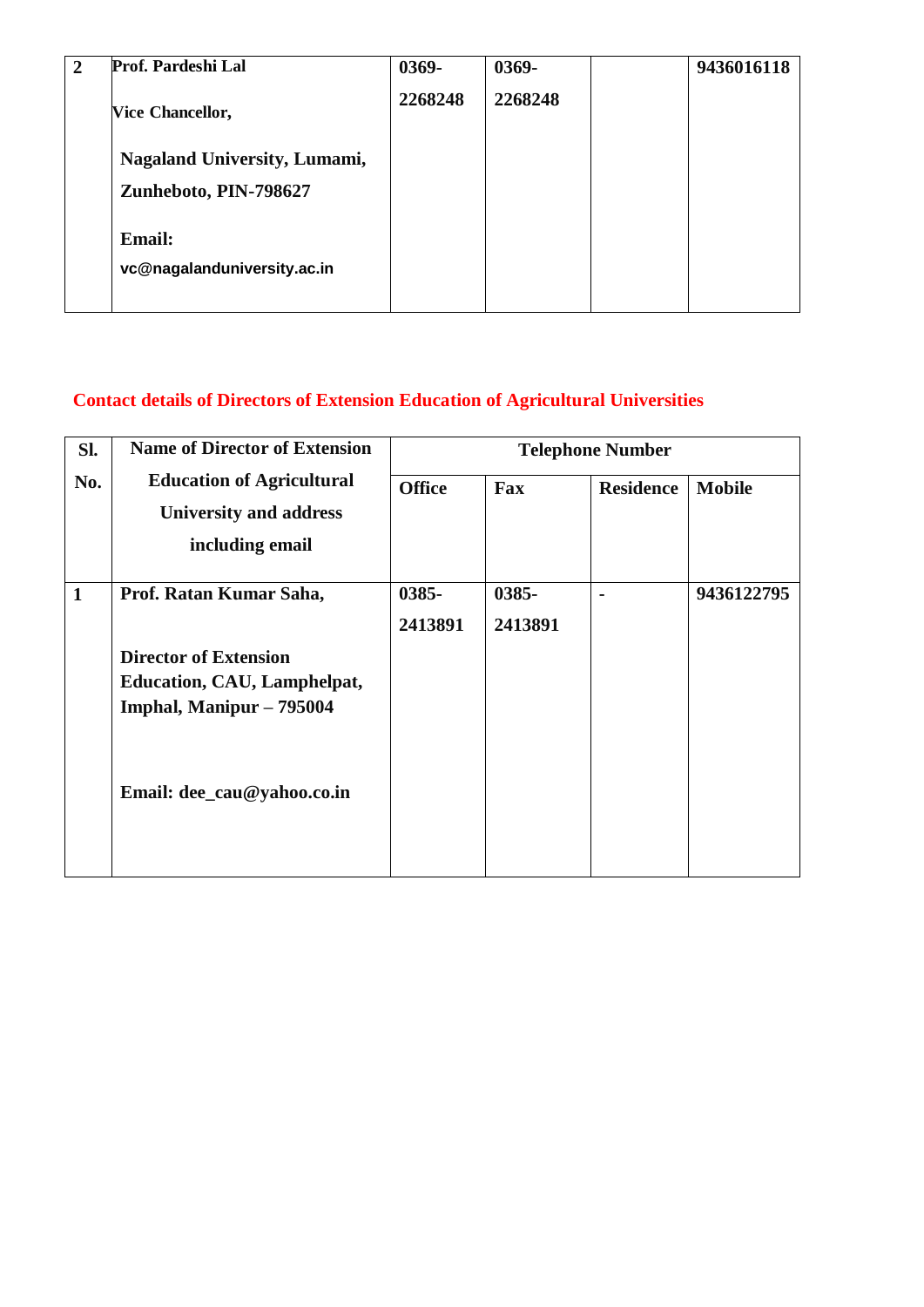| 2 | **Prof. Pardeshi Lal**<br><br>Vice Chancellor,<br><br>**Nagaland University, Lumami, Zunheboto, PIN-798627**<br><br>**Email:**<br>**vc@nagalanduniversity.ac.in** | **0369-2268248** | **0369-2268248** | | **9436016118** |
|---|---|---|---|---|---|

## Contact details of Directors of Extension Education of Agricultural Universities

| Sl. No. | Name of Director of Extension Education of Agricultural University and address including email | Telephone Number | | | |
|---|---|---|---|---|---|
| | | Office | Fax | Residence | Mobile |
| 1 | **Prof. Ratan Kumar Saha,**<br><br>**Director of Extension Education, CAU, Lamphelpat, Imphal, Manipur – 795004**<br><br>**Email: dee_cau@yahoo.co.in** | **0385-2413891** | **0385-2413891** | - | **9436122795** |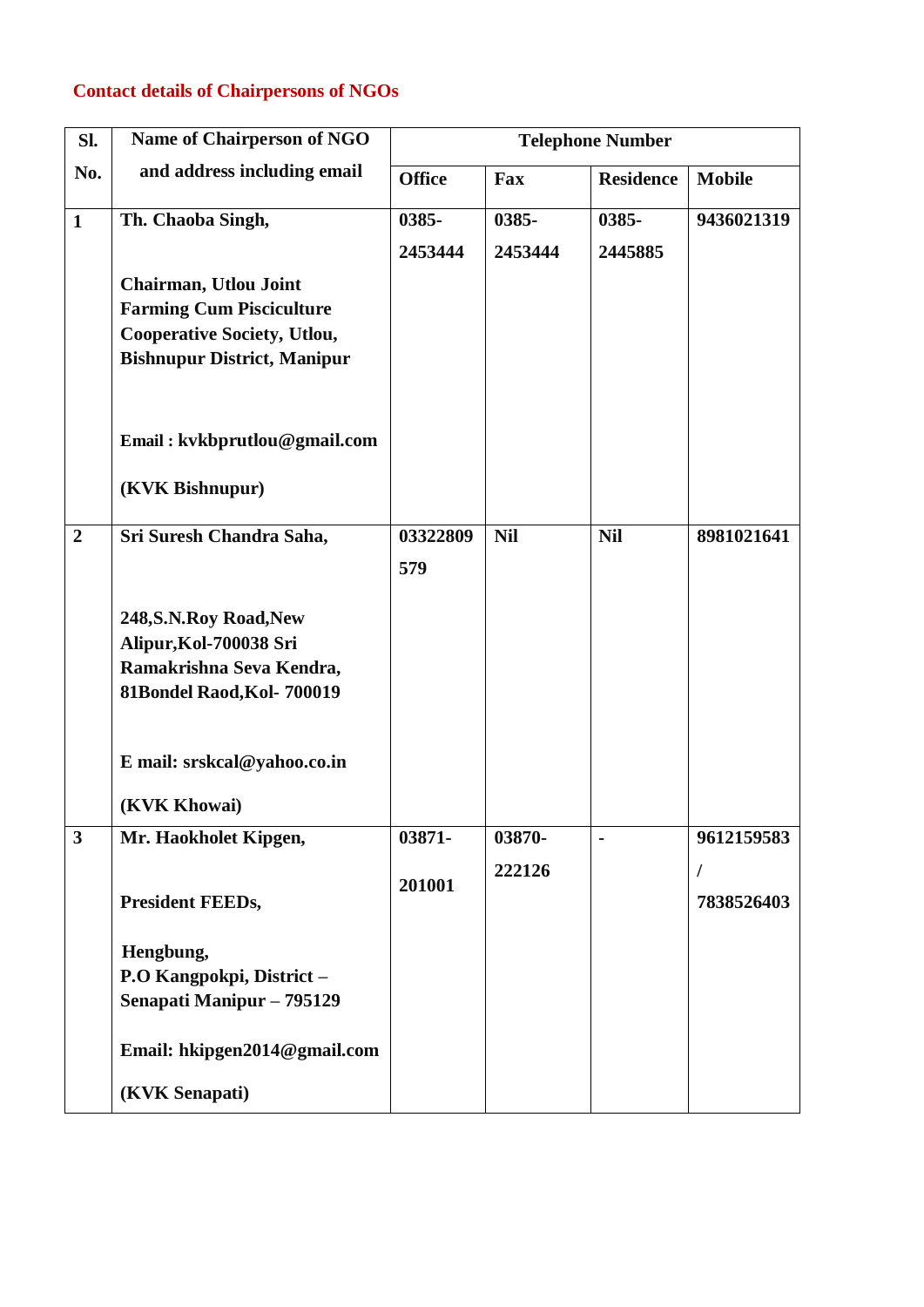## Contact details of Chairpersons of NGOs

| Sl. No. | Name of Chairperson of NGO and address including email | Telephone Number | | | |
|---|---|---|---|---|---|
| | | Office | Fax | Residence | Mobile |
| 1 | Th. Chaoba Singh, Chairman, Utlou Joint Farming Cum Pisciculture Cooperative Society, Utlou, Bishnupur District, Manipur Email : kvkbprutlou@gmail.com (KVK Bishnupur) | 0385-2453444 | 0385-2453444 | 0385-2445885 | 9436021319 |
| 2 | Sri Suresh Chandra Saha, 248,S.N.Roy Road,New Alipur,Kol-700038 Sri Ramakrishna Seva Kendra, 81Bondel Raod,Kol- 700019 E mail: srskcal@yahoo.co.in (KVK Khowai) | 03322809579 | Nil | Nil | 8981021641 |
| 3 | Mr. Haokholet Kipgen, President FEEDs, Hengbung, P.O Kangpokpi, District – Senapati Manipur – 795129 Email: hkipgen2014@gmail.com (KVK Senapati) | 03871-201001 | 03870-222126 | - | 9612159583 / 7838526403 |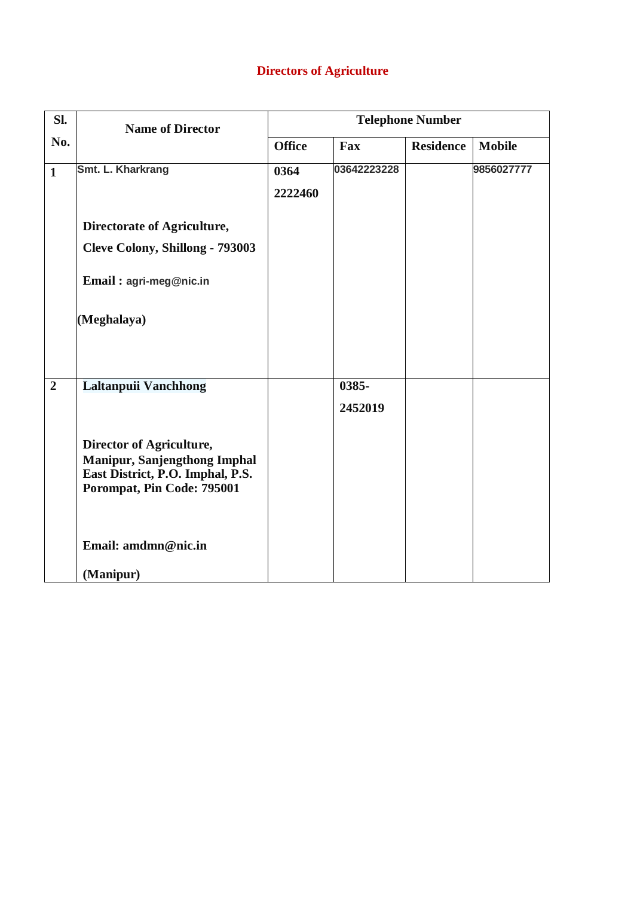# Directors of Agriculture

| Sl. No. | Name of Director | Telephone Number | | | |
|---|---|---|---|---|---|
| | | Office | Fax | Residence | Mobile |
| 1 | Smt. L. Kharkrang<br><br>**Directorate of Agriculture,**<br>**Cleve Colony, Shillong - 793003**<br><br>**Email :** agri-meg@nic.in<br><br>**(Meghalaya)** | **0364 2222460** | 03642223228 | | 9856027777 |
| 2 | **Laltanpuii Vanchhong**<br><br>**Director of Agriculture, Manipur, Sanjengthong Imphal East District, P.O. Imphal, P.S. Porompat, Pin Code: 795001**<br><br>**Email: amdmn@nic.in**<br><br>**(Manipur)** | | **0385-2452019** | | |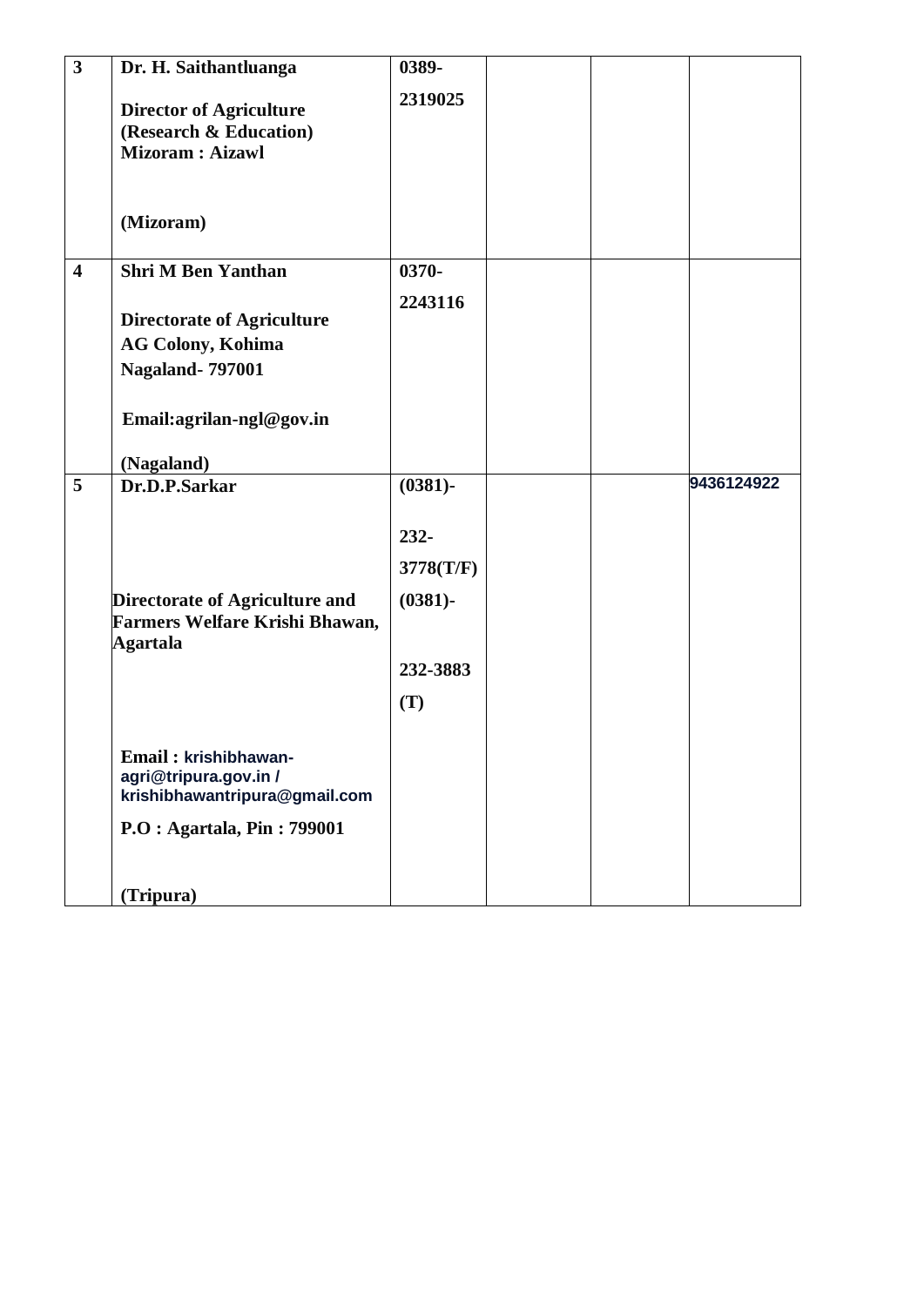| | | | | | |
|---|---|---|---|---|---|
| **3** | **Dr. H. Saithantluanga**<br><br>**Director of Agriculture (Research & Education) Mizoram : Aizawl**<br><br>**(Mizoram)** | **0389-2319025** | | | |
| **4** | **Shri M Ben Yanthan**<br><br>**Directorate of Agriculture**<br>**AG Colony, Kohima**<br>**Nagaland- 797001**<br><br>**Email:agrilan-ngl@gov.in**<br><br>**(Nagaland)** | **0370-2243116** | | | |
| **5** | **Dr.D.P.Sarkar**<br><br>**Directorate of Agriculture and Farmers Welfare Krishi Bhawan, Agartala**<br><br>**Email : krishibhawan-agri@tripura.gov.in / krishibhawantripura@gmail.com**<br>**P.O : Agartala, Pin : 799001**<br><br>**(Tripura)** | **(0381)-232-3778(T/F)**<br>**(0381)-232-3883 (T)** | | | **9436124922** |